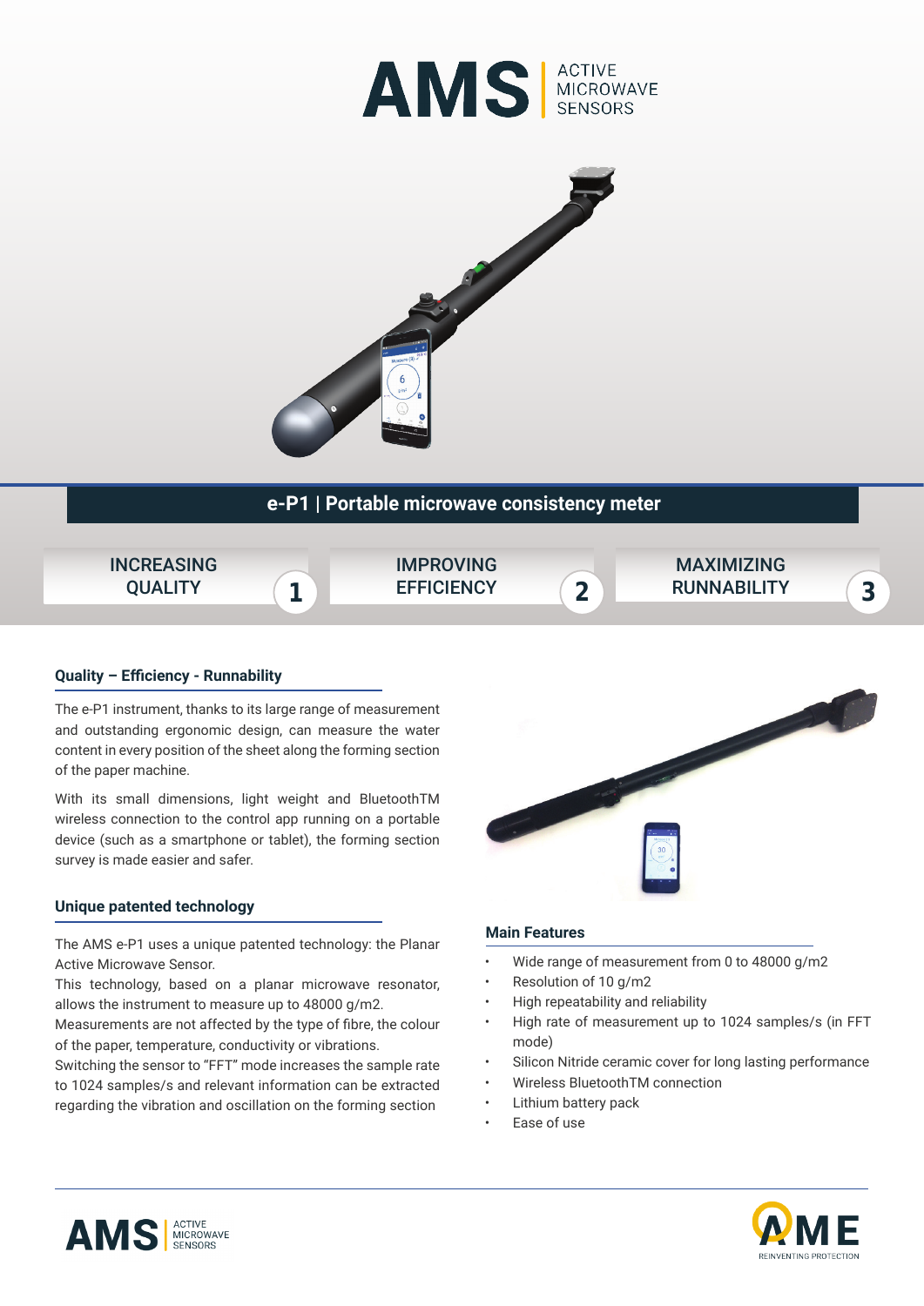# AMS | ACTIVE MICROWAVE SENSORS

## e-P1 | Portable microwave consistency meter

INCREASING QUALITY **1**

IMPROVING EFFICIENCY **2**

MAXIMIZING RUNNABILITY **3**

### Quality – Efficiency - Runnability

The e-P1 instrument, thanks to its large range of measurement and outstanding ergonomic design, can measure the water content in every position of the sheet along the forming section of the paper machine.

With its small dimensions, light weight and BluetoothTM wireless connection to the control app running on a portable device (such as a smartphone or tablet), the forming section survey is made easier and safer.

### Unique patented technology

The AMS e-P1 uses a unique patented technology: the Planar Active Microwave Sensor.
This technology, based on a planar microwave resonator, allows the instrument to measure up to 48000 g/m2.
Measurements are not affected by the type of fibre, the colour of the paper, temperature, conductivity or vibrations.
Switching the sensor to "FFT" mode increases the sample rate to 1024 samples/s and relevant information can be extracted regarding the vibration and oscillation on the forming section

### Main Features

- Wide range of measurement from 0 to 48000 g/m2
- Resolution of 10 g/m2
- High repeatability and reliability
- High rate of measurement up to 1024 samples/s (in FFT mode)
- Silicon Nitride ceramic cover for long lasting performance
- Wireless BluetoothTM connection
- Lithium battery pack
- Ease of use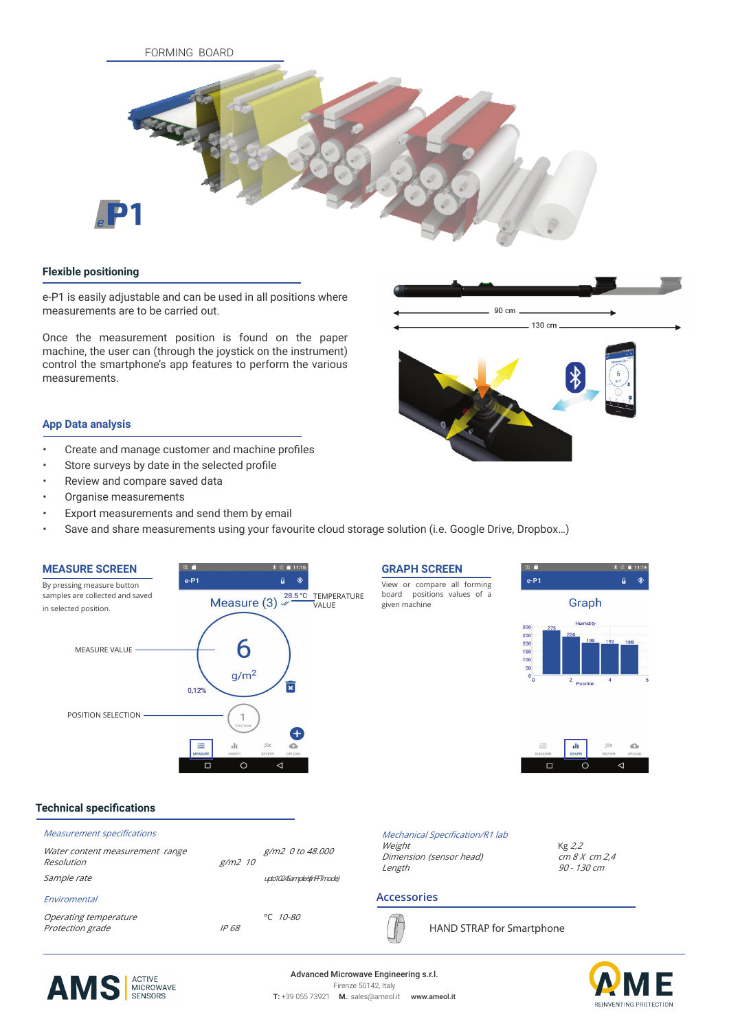FORMING BOARD

ePP1

### Flexible positioning

e-P1 is easily adjustable and can be used in all positions where measurements are to be carried out.

Once the measurement position is found on the paper machine, the user can (through the joystick on the instrument) control the smartphone's app features to perform the various measurements.

90 cm

130 cm

### App Data analysis

- Create and manage customer and machine profiles
- Store surveys by date in the selected profile
- Review and compare saved data
- Organise measurements
- Export measurements and send them by email
- Save and share measurements using your favourite cloud storage solution (i.e. Google Drive, Dropbox...)

### MEASURE SCREEN

By pressing measure button samples are collected and saved in selected position.

MEASURE VALUE

POSITION SELECTION

TEMPERATURE VALUE

e-P1

Measure (3)

28.5 °C

6

g/m2

0,12%

1

POSITION

MEASURE GRAPH REVIEW UPLOAD

### GRAPH SCREEN

View or compare all forming board positions values of a given machine

e-P1

Graph

Humidity

275 236 198 192 188

300 250 200 150 100 50 0

0 2 4 6

Position

MEASURE GRAPH REVIEW UPLOAD

### Technical specifications

| | | |
|---|---|---|
| *Measurement specifications* | | |
| *Water content measurement range* | | *g/m2 0 to 48.000* |
| *Resolution* | *g/m2 10* | |
| *Sample rate* | | *up to 1024 Sample/s (FFT mode)* |
| *Enviromental* | | |
| *Operating temperature* | | *°C 10-80* |
| *Protection grade* | *IP 68* | |

| | |
|---|---|
| *Mechanical Specification/R1 lab* | |
| *Weight* | *Kg 2,2* |
| *Dimension (sensor head)* | *cm 8 X cm 2,4* |
| *Length* | *90 - 130 cm* |

### Accessories

HAND STRAP for Smartphone

AMS ACTIVE MICROWAVE SENSORS

Advanced Microwave Engineering s.r.l.
Firenze 50142, Italy
**T:** +39 055 73921 **M.:** sales@ameol.it **www.ameol.it**

AME REINVENTING PROTECTION